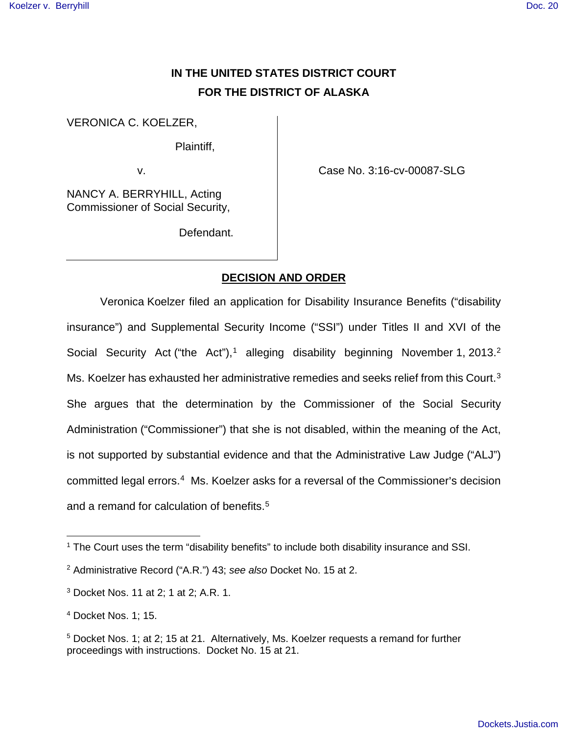**IN THE UNITED STATES DISTRICT COURT**
**FOR THE DISTRICT OF ALASKA**

| | |
|---|---|
| VERONICA C. KOELZER,<br><br>Plaintiff,<br><br>v.<br><br>NANCY A. BERRYHILL, Acting Commissioner of Social Security,<br><br>Defendant. | Case No. 3:16-cv-00087-SLG |

## DECISION AND ORDER

Veronica Koelzer filed an application for Disability Insurance Benefits ("disability insurance") and Supplemental Security Income ("SSI") under Titles II and XVI of the Social Security Act ("the Act"),[1] alleging disability beginning November 1, 2013.[2] Ms. Koelzer has exhausted her administrative remedies and seeks relief from this Court.[3] She argues that the determination by the Commissioner of the Social Security Administration ("Commissioner") that she is not disabled, within the meaning of the Act, is not supported by substantial evidence and that the Administrative Law Judge ("ALJ") committed legal errors.[4] Ms. Koelzer asks for a reversal of the Commissioner's decision and a remand for calculation of benefits.[5]

---

[1] The Court uses the term "disability benefits" to include both disability insurance and SSI.

[2] Administrative Record ("A.R.") 43; *see also* Docket No. 15 at 2.

[3] Docket Nos. 11 at 2; 1 at 2; A.R. 1.

[4] Docket Nos. 1; 15.

[5] Docket Nos. 1; at 2; 15 at 21. Alternatively, Ms. Koelzer requests a remand for further proceedings with instructions. Docket No. 15 at 21.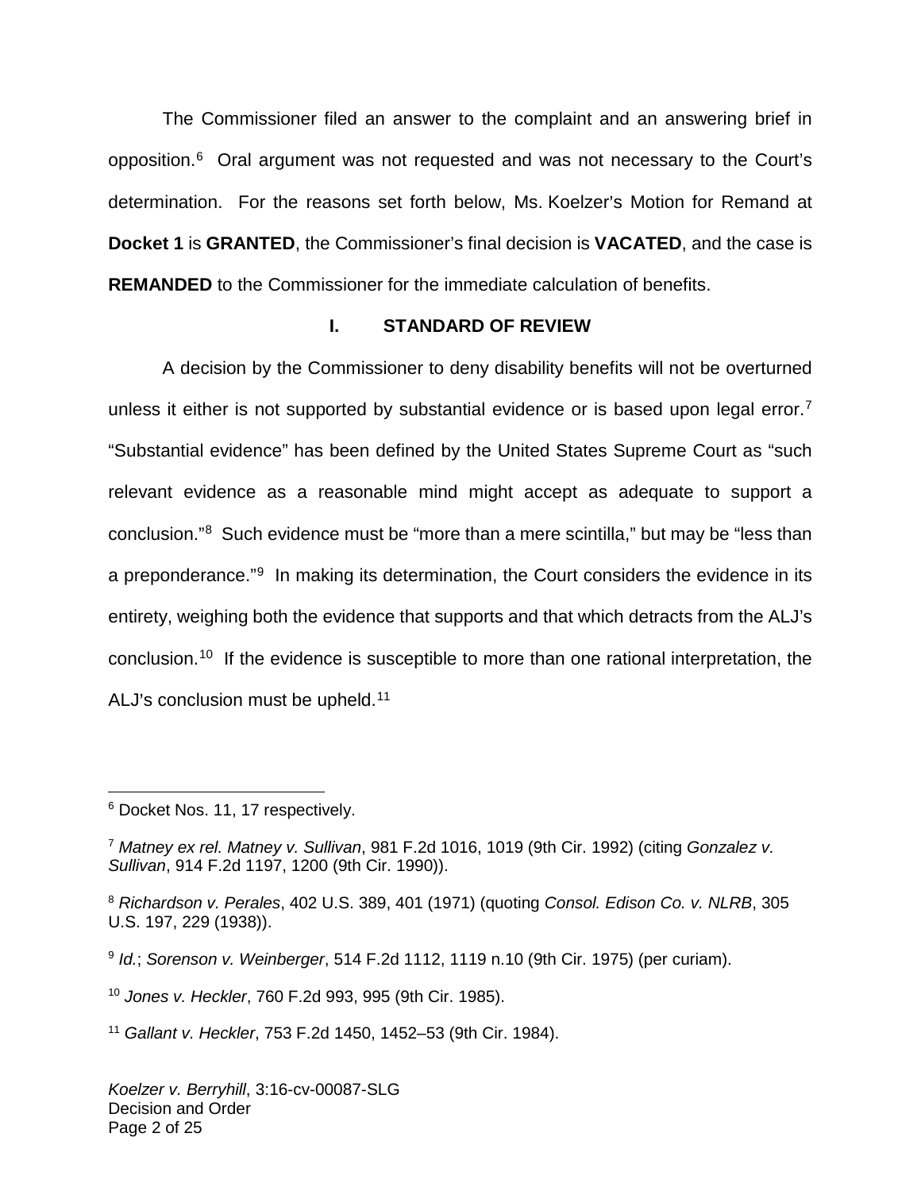The Commissioner filed an answer to the complaint and an answering brief in opposition.[6] Oral argument was not requested and was not necessary to the Court's determination. For the reasons set forth below, Ms. Koelzer's Motion for Remand at **Docket 1** is **GRANTED**, the Commissioner's final decision is **VACATED**, and the case is **REMANDED** to the Commissioner for the immediate calculation of benefits.

## I. STANDARD OF REVIEW

A decision by the Commissioner to deny disability benefits will not be overturned unless it either is not supported by substantial evidence or is based upon legal error.[7] "Substantial evidence" has been defined by the United States Supreme Court as "such relevant evidence as a reasonable mind might accept as adequate to support a conclusion."[8] Such evidence must be "more than a mere scintilla," but may be "less than a preponderance."[9] In making its determination, the Court considers the evidence in its entirety, weighing both the evidence that supports and that which detracts from the ALJ's conclusion.[10] If the evidence is susceptible to more than one rational interpretation, the ALJ's conclusion must be upheld.[11]

---

[6] Docket Nos. 11, 17 respectively.

[7] *Matney ex rel. Matney v. Sullivan*, 981 F.2d 1016, 1019 (9th Cir. 1992) (citing *Gonzalez v. Sullivan*, 914 F.2d 1197, 1200 (9th Cir. 1990)).

[8] *Richardson v. Perales*, 402 U.S. 389, 401 (1971) (quoting *Consol. Edison Co. v. NLRB*, 305 U.S. 197, 229 (1938)).

[9] *Id.*; *Sorenson v. Weinberger*, 514 F.2d 1112, 1119 n.10 (9th Cir. 1975) (per curiam).

[10] *Jones v. Heckler*, 760 F.2d 993, 995 (9th Cir. 1985).

[11] *Gallant v. Heckler*, 753 F.2d 1450, 1452–53 (9th Cir. 1984).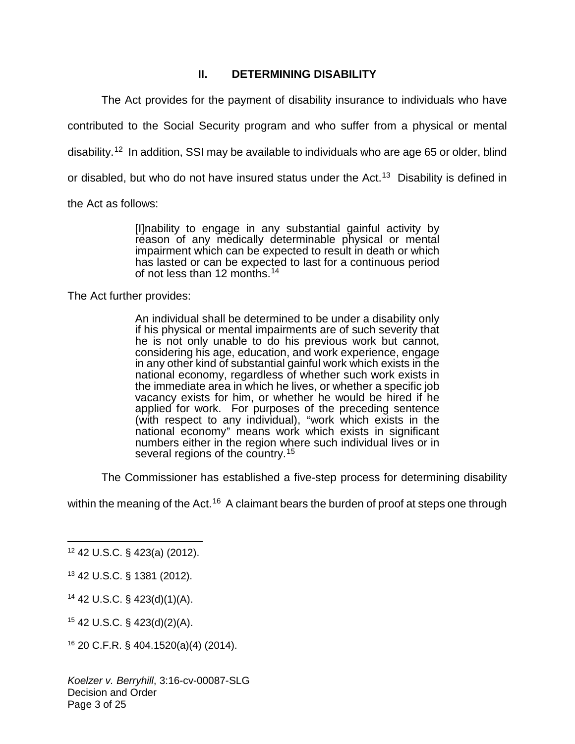## II. DETERMINING DISABILITY

The Act provides for the payment of disability insurance to individuals who have contributed to the Social Security program and who suffer from a physical or mental disability.[12] In addition, SSI may be available to individuals who are age 65 or older, blind or disabled, but who do not have insured status under the Act.[13] Disability is defined in the Act as follows:

> [I]nability to engage in any substantial gainful activity by reason of any medically determinable physical or mental impairment which can be expected to result in death or which has lasted or can be expected to last for a continuous period of not less than 12 months.[14]

The Act further provides:

> An individual shall be determined to be under a disability only if his physical or mental impairments are of such severity that he is not only unable to do his previous work but cannot, considering his age, education, and work experience, engage in any other kind of substantial gainful work which exists in the national economy, regardless of whether such work exists in the immediate area in which he lives, or whether a specific job vacancy exists for him, or whether he would be hired if he applied for work. For purposes of the preceding sentence (with respect to any individual), "work which exists in the national economy" means work which exists in significant numbers either in the region where such individual lives or in several regions of the country.[15]

The Commissioner has established a five-step process for determining disability within the meaning of the Act.[16] A claimant bears the burden of proof at steps one through

---

[12] 42 U.S.C. § 423(a) (2012).

[13] 42 U.S.C. § 1381 (2012).

[14] 42 U.S.C. § 423(d)(1)(A).

[15] 42 U.S.C. § 423(d)(2)(A).

[16] 20 C.F.R. § 404.1520(a)(4) (2014).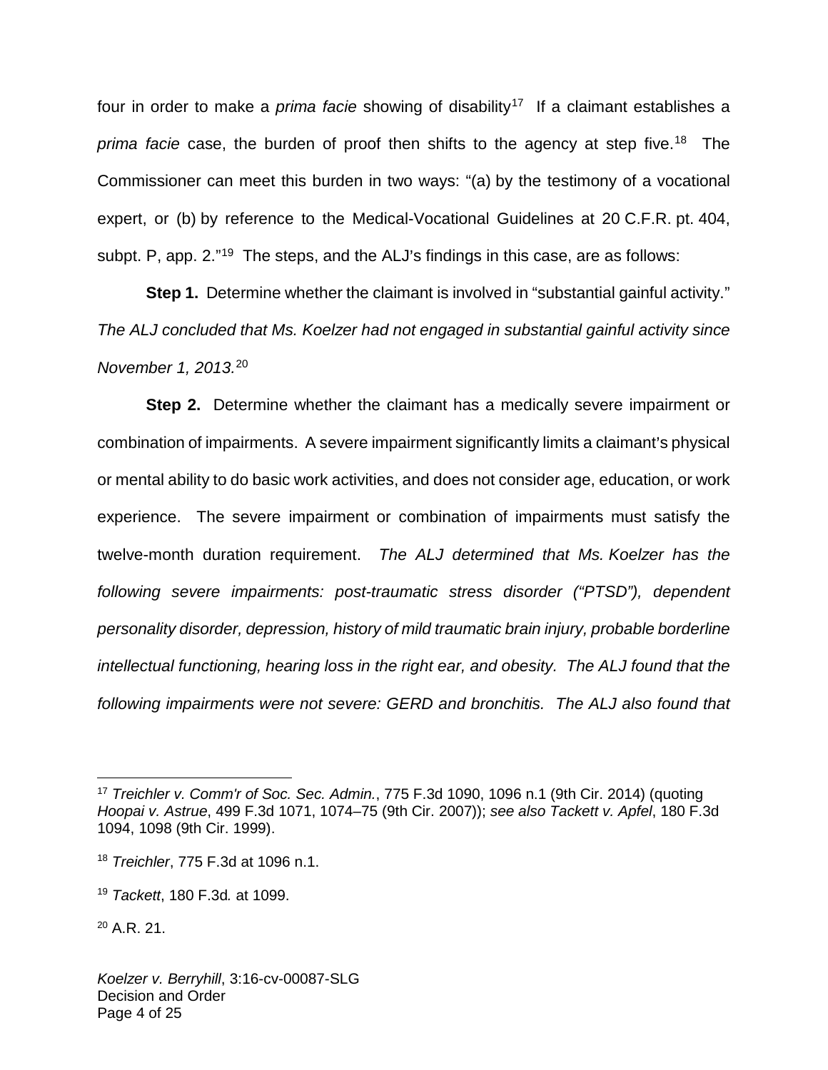four in order to make a *prima facie* showing of disability[17] If a claimant establishes a *prima facie* case, the burden of proof then shifts to the agency at step five.[18] The Commissioner can meet this burden in two ways: "(a) by the testimony of a vocational expert, or (b) by reference to the Medical-Vocational Guidelines at 20 C.F.R. pt. 404, subpt. P, app. 2."[19] The steps, and the ALJ's findings in this case, are as follows:

**Step 1.** Determine whether the claimant is involved in "substantial gainful activity." *The ALJ concluded that Ms. Koelzer had not engaged in substantial gainful activity since November 1, 2013.*[20]

**Step 2.** Determine whether the claimant has a medically severe impairment or combination of impairments. A severe impairment significantly limits a claimant's physical or mental ability to do basic work activities, and does not consider age, education, or work experience. The severe impairment or combination of impairments must satisfy the twelve-month duration requirement. *The ALJ determined that Ms. Koelzer has the following severe impairments: post-traumatic stress disorder ("PTSD"), dependent personality disorder, depression, history of mild traumatic brain injury, probable borderline intellectual functioning, hearing loss in the right ear, and obesity. The ALJ found that the following impairments were not severe: GERD and bronchitis. The ALJ also found that*

---

[17] *Treichler v. Comm'r of Soc. Sec. Admin.*, 775 F.3d 1090, 1096 n.1 (9th Cir. 2014) (quoting *Hoopai v. Astrue*, 499 F.3d 1071, 1074–75 (9th Cir. 2007)); *see also Tackett v. Apfel*, 180 F.3d 1094, 1098 (9th Cir. 1999).

[18] *Treichler*, 775 F.3d at 1096 n.1.

[19] *Tackett*, 180 F.3d*.* at 1099.

[20] A.R. 21.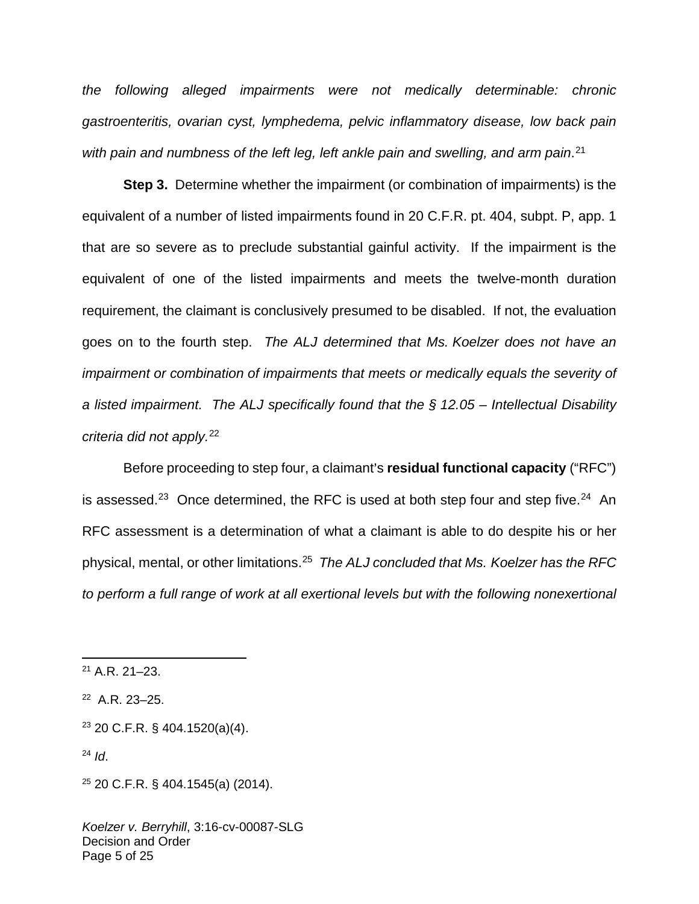*the following alleged impairments were not medically determinable: chronic gastroenteritis, ovarian cyst, lymphedema, pelvic inflammatory disease, low back pain with pain and numbness of the left leg, left ankle pain and swelling, and arm pain*.[21]

**Step 3.** Determine whether the impairment (or combination of impairments) is the equivalent of a number of listed impairments found in 20 C.F.R. pt. 404, subpt. P, app. 1 that are so severe as to preclude substantial gainful activity. If the impairment is the equivalent of one of the listed impairments and meets the twelve-month duration requirement, the claimant is conclusively presumed to be disabled. If not, the evaluation goes on to the fourth step. *The ALJ determined that Ms. Koelzer does not have an impairment or combination of impairments that meets or medically equals the severity of a listed impairment. The ALJ specifically found that the § 12.05 – Intellectual Disability criteria did not apply.*[22]

Before proceeding to step four, a claimant's **residual functional capacity** ("RFC") is assessed.[23] Once determined, the RFC is used at both step four and step five.[24] An RFC assessment is a determination of what a claimant is able to do despite his or her physical, mental, or other limitations.[25] *The ALJ concluded that Ms. Koelzer has the RFC to perform a full range of work at all exertional levels but with the following nonexertional*

---

[21] A.R. 21–23.

[22] A.R. 23–25.

[23] 20 C.F.R. § 404.1520(a)(4).

[24] *Id*.

[25] 20 C.F.R. § 404.1545(a) (2014).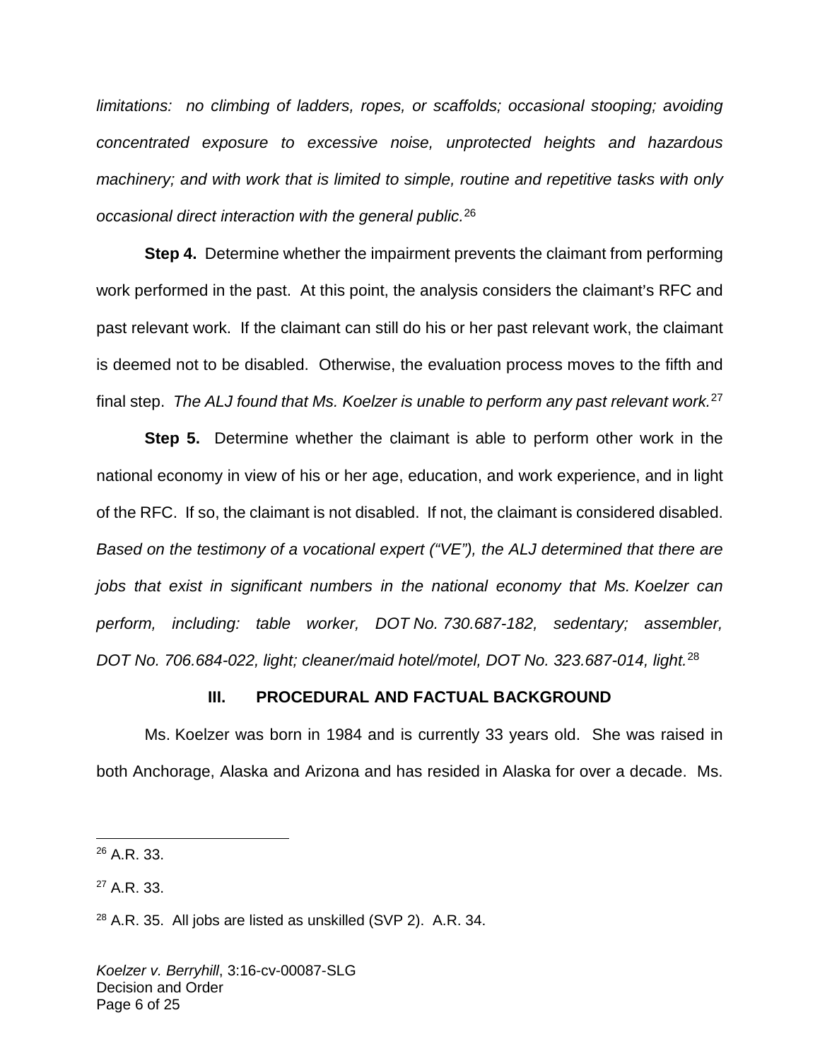*limitations: no climbing of ladders, ropes, or scaffolds; occasional stooping; avoiding concentrated exposure to excessive noise, unprotected heights and hazardous machinery; and with work that is limited to simple, routine and repetitive tasks with only occasional direct interaction with the general public.*[26]

**Step 4.** Determine whether the impairment prevents the claimant from performing work performed in the past. At this point, the analysis considers the claimant's RFC and past relevant work. If the claimant can still do his or her past relevant work, the claimant is deemed not to be disabled. Otherwise, the evaluation process moves to the fifth and final step. *The ALJ found that Ms. Koelzer is unable to perform any past relevant work.*[27]

**Step 5.** Determine whether the claimant is able to perform other work in the national economy in view of his or her age, education, and work experience, and in light of the RFC. If so, the claimant is not disabled. If not, the claimant is considered disabled. *Based on the testimony of a vocational expert ("VE"), the ALJ determined that there are jobs that exist in significant numbers in the national economy that Ms. Koelzer can perform, including: table worker, DOT No. 730.687-182, sedentary; assembler, DOT No. 706.684-022, light; cleaner/maid hotel/motel, DOT No. 323.687-014, light.*[28]

## III. PROCEDURAL AND FACTUAL BACKGROUND

Ms. Koelzer was born in 1984 and is currently 33 years old. She was raised in both Anchorage, Alaska and Arizona and has resided in Alaska for over a decade. Ms.

---

[26] A.R. 33.

[27] A.R. 33.

[28] A.R. 35. All jobs are listed as unskilled (SVP 2). A.R. 34.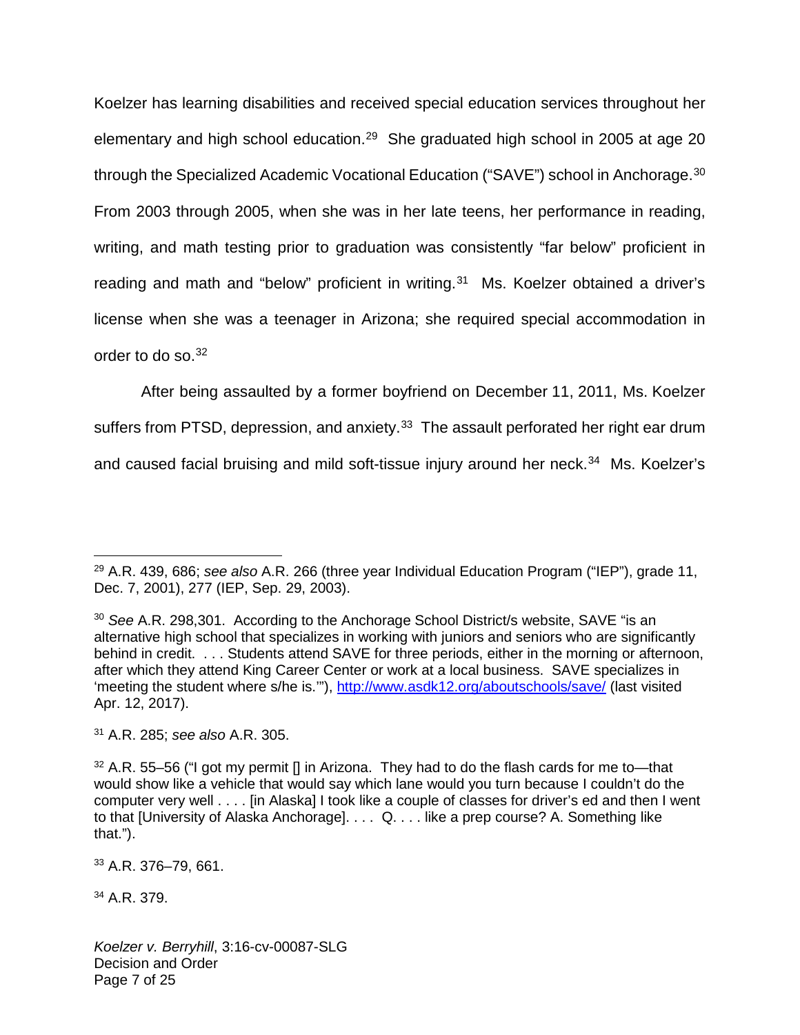Koelzer has learning disabilities and received special education services throughout her elementary and high school education.[29] She graduated high school in 2005 at age 20 through the Specialized Academic Vocational Education ("SAVE") school in Anchorage.[30] From 2003 through 2005, when she was in her late teens, her performance in reading, writing, and math testing prior to graduation was consistently "far below" proficient in reading and math and "below" proficient in writing.[31] Ms. Koelzer obtained a driver's license when she was a teenager in Arizona; she required special accommodation in order to do so.[32]

After being assaulted by a former boyfriend on December 11, 2011, Ms. Koelzer suffers from PTSD, depression, and anxiety.[33] The assault perforated her right ear drum and caused facial bruising and mild soft-tissue injury around her neck.[34] Ms. Koelzer's

---

[29] A.R. 439, 686; *see also* A.R. 266 (three year Individual Education Program ("IEP"), grade 11, Dec. 7, 2001), 277 (IEP, Sep. 29, 2003).

[30] *See* A.R. 298,301. According to the Anchorage School District/s website, SAVE "is an alternative high school that specializes in working with juniors and seniors who are significantly behind in credit. . . . Students attend SAVE for three periods, either in the morning or afternoon, after which they attend King Career Center or work at a local business. SAVE specializes in 'meeting the student where s/he is.'"), http://www.asdk12.org/aboutschools/save/ (last visited Apr. 12, 2017).

[31] A.R. 285; *see also* A.R. 305.

[32] A.R. 55–56 ("I got my permit [] in Arizona. They had to do the flash cards for me to—that would show like a vehicle that would say which lane would you turn because I couldn't do the computer very well . . . . [in Alaska] I took like a couple of classes for driver's ed and then I went to that [University of Alaska Anchorage]. . . . Q. . . . like a prep course? A. Something like that.").

[33] A.R. 376–79, 661.

[34] A.R. 379.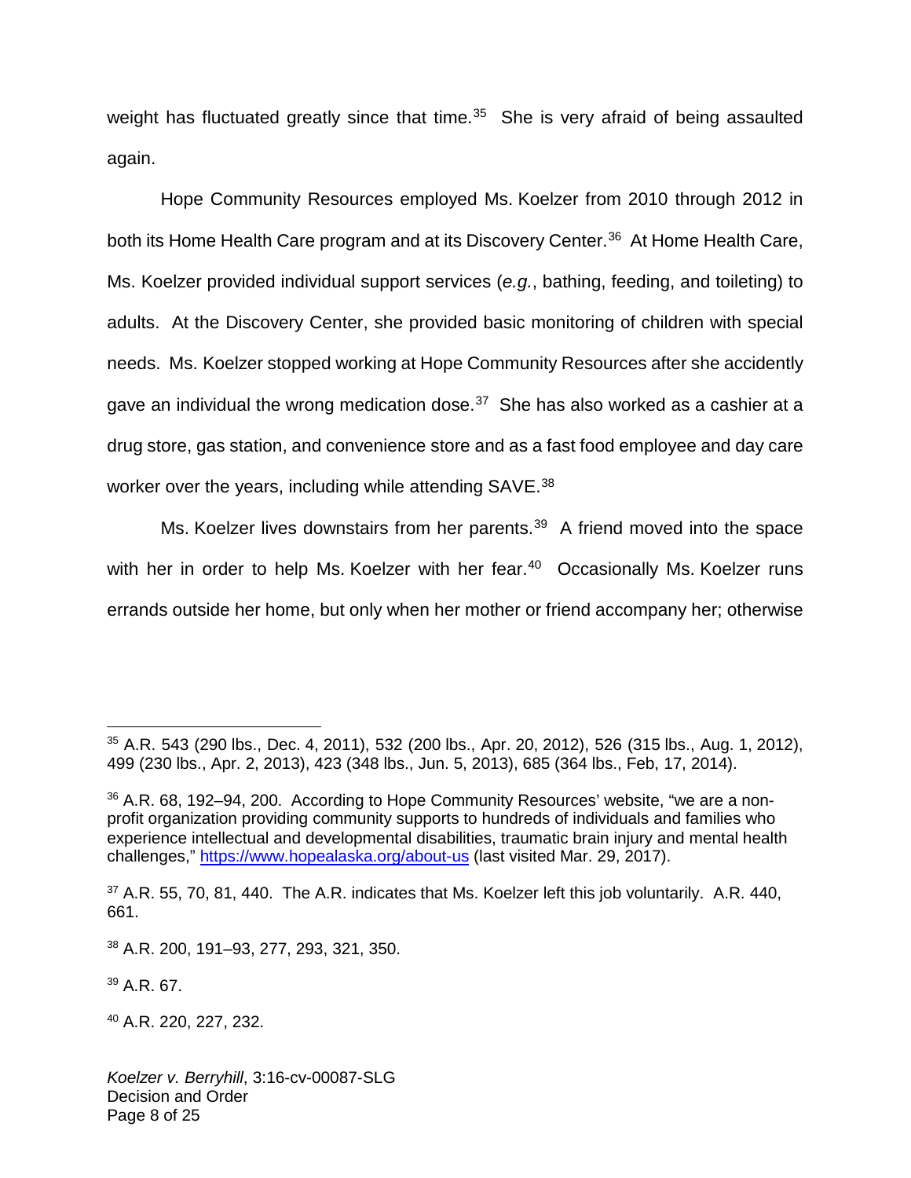weight has fluctuated greatly since that time.[35] She is very afraid of being assaulted again.

Hope Community Resources employed Ms. Koelzer from 2010 through 2012 in both its Home Health Care program and at its Discovery Center.[36] At Home Health Care, Ms. Koelzer provided individual support services (*e.g.*, bathing, feeding, and toileting) to adults. At the Discovery Center, she provided basic monitoring of children with special needs. Ms. Koelzer stopped working at Hope Community Resources after she accidently gave an individual the wrong medication dose.[37] She has also worked as a cashier at a drug store, gas station, and convenience store and as a fast food employee and day care worker over the years, including while attending SAVE.[38]

Ms. Koelzer lives downstairs from her parents.[39] A friend moved into the space with her in order to help Ms. Koelzer with her fear.[40] Occasionally Ms. Koelzer runs errands outside her home, but only when her mother or friend accompany her; otherwise

---

[35] A.R. 543 (290 lbs., Dec. 4, 2011), 532 (200 lbs., Apr. 20, 2012), 526 (315 lbs., Aug. 1, 2012), 499 (230 lbs., Apr. 2, 2013), 423 (348 lbs., Jun. 5, 2013), 685 (364 lbs., Feb, 17, 2014).

[36] A.R. 68, 192–94, 200. According to Hope Community Resources' website, "we are a non-profit organization providing community supports to hundreds of individuals and families who experience intellectual and developmental disabilities, traumatic brain injury and mental health challenges," https://www.hopealaska.org/about-us (last visited Mar. 29, 2017).

[37] A.R. 55, 70, 81, 440. The A.R. indicates that Ms. Koelzer left this job voluntarily. A.R. 440, 661.

[38] A.R. 200, 191–93, 277, 293, 321, 350.

[39] A.R. 67.

[40] A.R. 220, 227, 232.

*Koelzer v. Berryhill*, 3:16-cv-00087-SLG
Decision and Order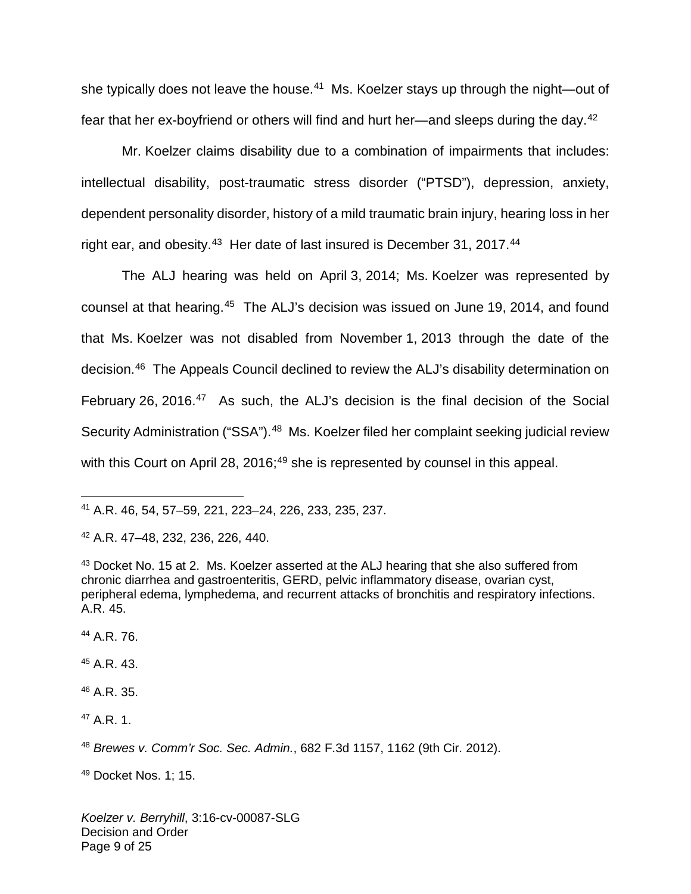she typically does not leave the house.[41] Ms. Koelzer stays up through the night—out of fear that her ex-boyfriend or others will find and hurt her—and sleeps during the day.[42]

Mr. Koelzer claims disability due to a combination of impairments that includes: intellectual disability, post-traumatic stress disorder ("PTSD"), depression, anxiety, dependent personality disorder, history of a mild traumatic brain injury, hearing loss in her right ear, and obesity.[43] Her date of last insured is December 31, 2017.[44]

The ALJ hearing was held on April 3, 2014; Ms. Koelzer was represented by counsel at that hearing.[45] The ALJ's decision was issued on June 19, 2014, and found that Ms. Koelzer was not disabled from November 1, 2013 through the date of the decision.[46] The Appeals Council declined to review the ALJ's disability determination on February 26, 2016.[47] As such, the ALJ's decision is the final decision of the Social Security Administration ("SSA").[48] Ms. Koelzer filed her complaint seeking judicial review with this Court on April 28, 2016;[49] she is represented by counsel in this appeal.

---

[41] A.R. 46, 54, 57–59, 221, 223–24, 226, 233, 235, 237.

[42] A.R. 47–48, 232, 236, 226, 440.

[43] Docket No. 15 at 2. Ms. Koelzer asserted at the ALJ hearing that she also suffered from chronic diarrhea and gastroenteritis, GERD, pelvic inflammatory disease, ovarian cyst, peripheral edema, lymphedema, and recurrent attacks of bronchitis and respiratory infections. A.R. 45.

[44] A.R. 76.

[45] A.R. 43.

[46] A.R. 35.

[47] A.R. 1.

[48] *Brewes v. Comm'r Soc. Sec. Admin.*, 682 F.3d 1157, 1162 (9th Cir. 2012).

[49] Docket Nos. 1; 15.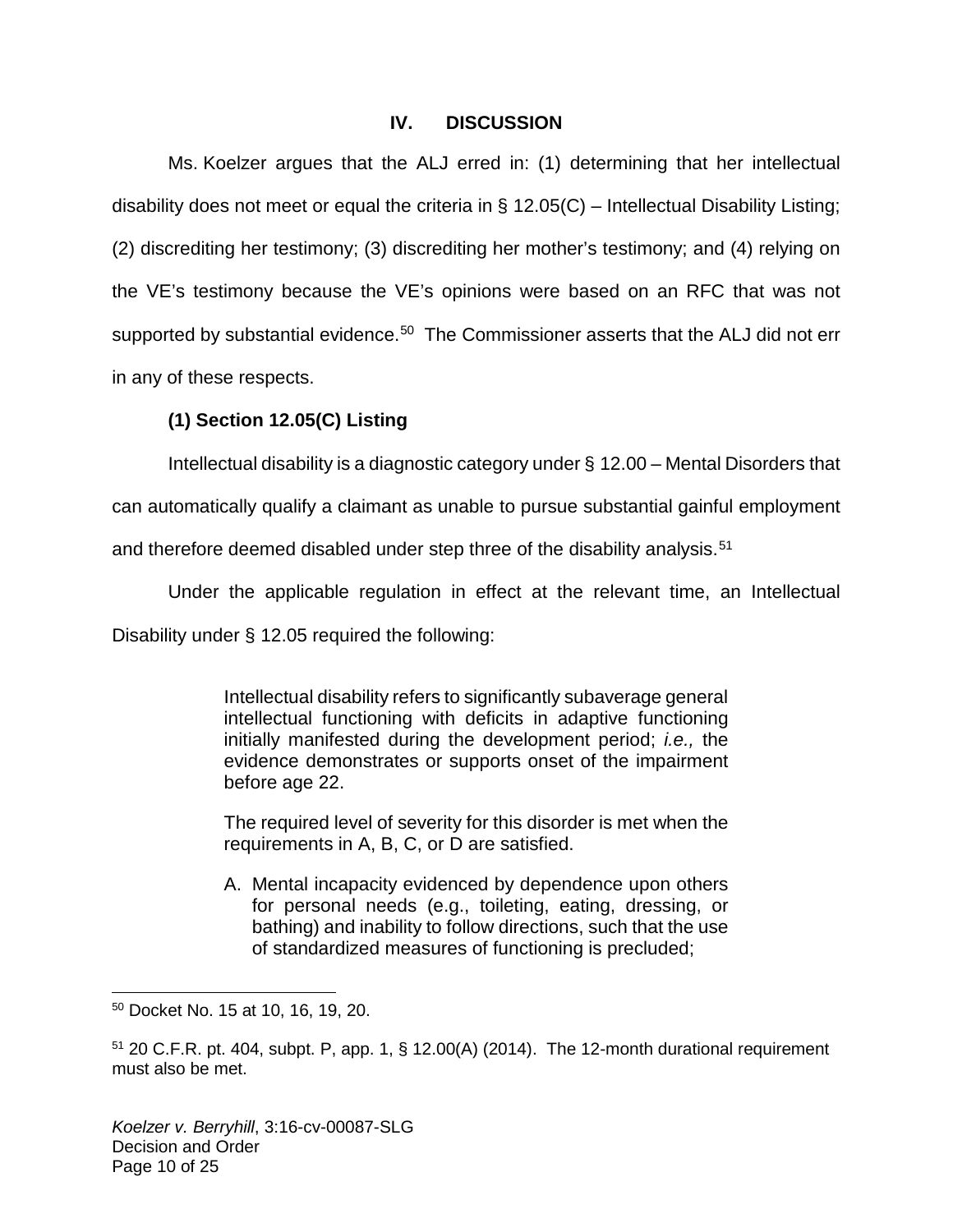## IV. DISCUSSION

Ms. Koelzer argues that the ALJ erred in: (1) determining that her intellectual disability does not meet or equal the criteria in § 12.05(C) – Intellectual Disability Listing; (2) discrediting her testimony; (3) discrediting her mother's testimony; and (4) relying on the VE's testimony because the VE's opinions were based on an RFC that was not supported by substantial evidence.[50] The Commissioner asserts that the ALJ did not err in any of these respects.

### (1) Section 12.05(C) Listing

Intellectual disability is a diagnostic category under § 12.00 – Mental Disorders that can automatically qualify a claimant as unable to pursue substantial gainful employment and therefore deemed disabled under step three of the disability analysis.[51]

Under the applicable regulation in effect at the relevant time, an Intellectual Disability under § 12.05 required the following:

> Intellectual disability refers to significantly subaverage general intellectual functioning with deficits in adaptive functioning initially manifested during the development period; *i.e.,* the evidence demonstrates or supports onset of the impairment before age 22.
>
> The required level of severity for this disorder is met when the requirements in A, B, C, or D are satisfied.
>
> A. Mental incapacity evidenced by dependence upon others for personal needs (e.g., toileting, eating, dressing, or bathing) and inability to follow directions, such that the use of standardized measures of functioning is precluded;

---

[50] Docket No. 15 at 10, 16, 19, 20.

[51] 20 C.F.R. pt. 404, subpt. P, app. 1, § 12.00(A) (2014). The 12-month durational requirement must also be met.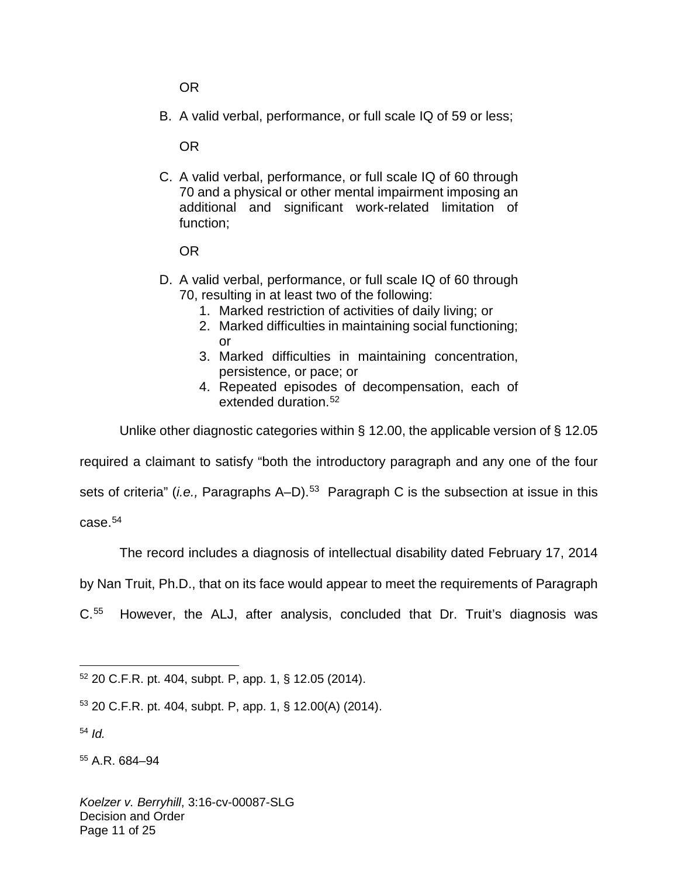OR

B. A valid verbal, performance, or full scale IQ of 59 or less;

   OR

C. A valid verbal, performance, or full scale IQ of 60 through 70 and a physical or other mental impairment imposing an additional and significant work-related limitation of function;

   OR

D. A valid verbal, performance, or full scale IQ of 60 through 70, resulting in at least two of the following:
   1. Marked restriction of activities of daily living; or
   2. Marked difficulties in maintaining social functioning; or
   3. Marked difficulties in maintaining concentration, persistence, or pace; or
   4. Repeated episodes of decompensation, each of extended duration.[52]

Unlike other diagnostic categories within § 12.00, the applicable version of § 12.05 required a claimant to satisfy "both the introductory paragraph and any one of the four sets of criteria" (*i.e.,* Paragraphs A–D).[53] Paragraph C is the subsection at issue in this case.[54]

The record includes a diagnosis of intellectual disability dated February 17, 2014 by Nan Truit, Ph.D., that on its face would appear to meet the requirements of Paragraph C.[55] However, the ALJ, after analysis, concluded that Dr. Truit's diagnosis was

---

[52] 20 C.F.R. pt. 404, subpt. P, app. 1, § 12.05 (2014).

[53] 20 C.F.R. pt. 404, subpt. P, app. 1, § 12.00(A) (2014).

[54] *Id.*

[55] A.R. 684–94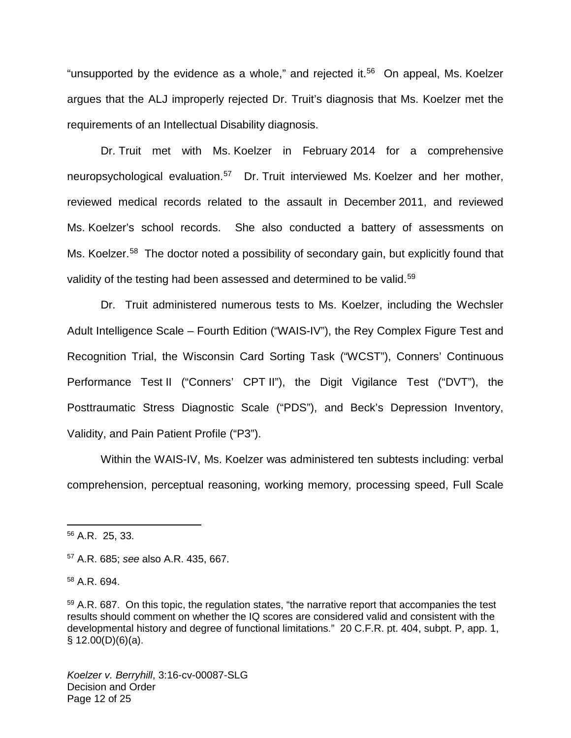"unsupported by the evidence as a whole," and rejected it.[56] On appeal, Ms. Koelzer argues that the ALJ improperly rejected Dr. Truit's diagnosis that Ms. Koelzer met the requirements of an Intellectual Disability diagnosis.

Dr. Truit met with Ms. Koelzer in February 2014 for a comprehensive neuropsychological evaluation.[57] Dr. Truit interviewed Ms. Koelzer and her mother, reviewed medical records related to the assault in December 2011, and reviewed Ms. Koelzer's school records. She also conducted a battery of assessments on Ms. Koelzer.[58] The doctor noted a possibility of secondary gain, but explicitly found that validity of the testing had been assessed and determined to be valid.[59]

Dr. Truit administered numerous tests to Ms. Koelzer, including the Wechsler Adult Intelligence Scale – Fourth Edition ("WAIS-IV"), the Rey Complex Figure Test and Recognition Trial, the Wisconsin Card Sorting Task ("WCST"), Conners' Continuous Performance Test II ("Conners' CPT II"), the Digit Vigilance Test ("DVT"), the Posttraumatic Stress Diagnostic Scale ("PDS"), and Beck's Depression Inventory, Validity, and Pain Patient Profile ("P3").

Within the WAIS-IV, Ms. Koelzer was administered ten subtests including: verbal comprehension, perceptual reasoning, working memory, processing speed, Full Scale

---

[56] A.R. 25, 33.

[57] A.R. 685; *see* also A.R. 435, 667.

[58] A.R. 694.

[59] A.R. 687. On this topic, the regulation states, "the narrative report that accompanies the test results should comment on whether the IQ scores are considered valid and consistent with the developmental history and degree of functional limitations." 20 C.F.R. pt. 404, subpt. P, app. 1, § 12.00(D)(6)(a).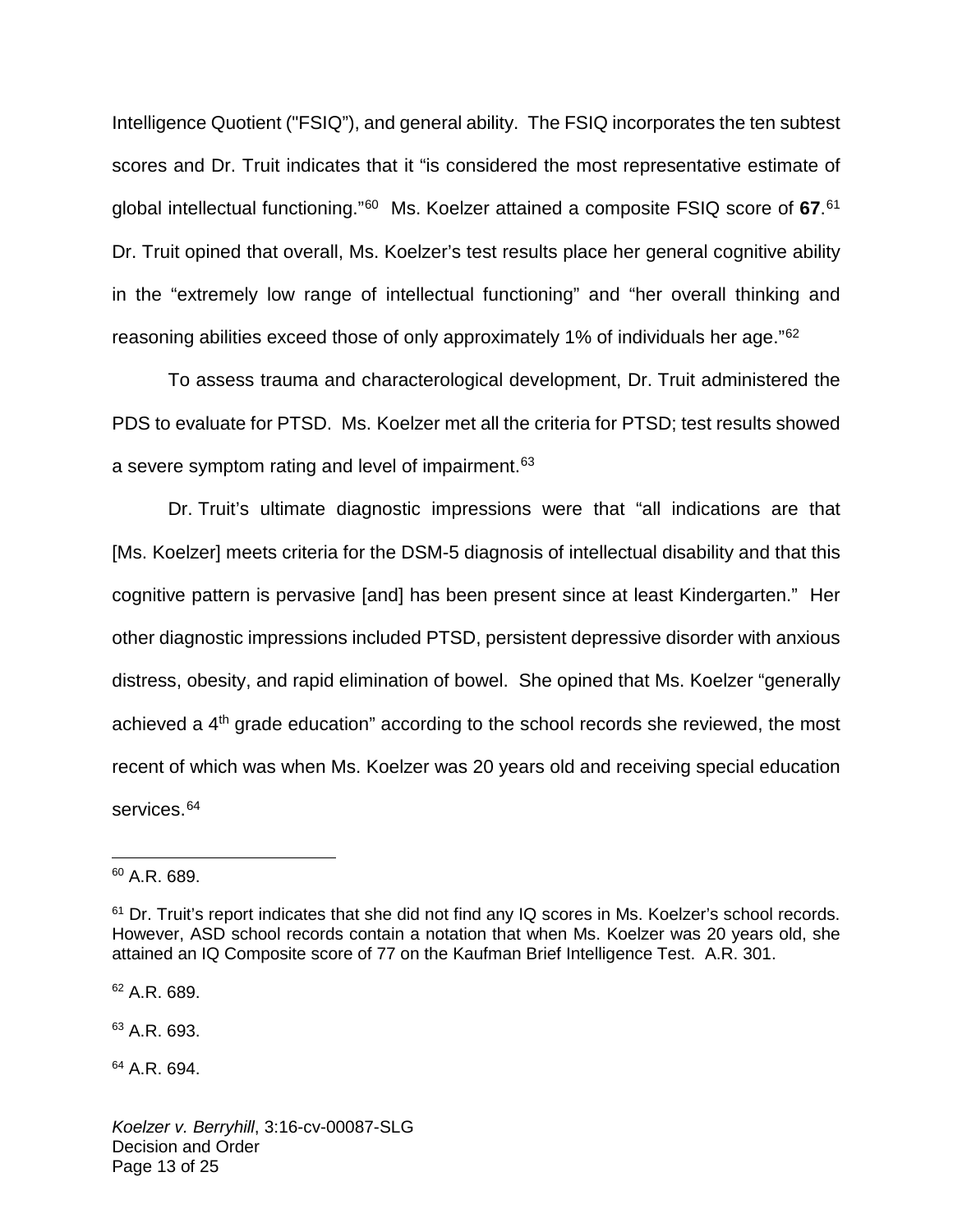Intelligence Quotient ("FSIQ"), and general ability. The FSIQ incorporates the ten subtest scores and Dr. Truit indicates that it "is considered the most representative estimate of global intellectual functioning."[60] Ms. Koelzer attained a composite FSIQ score of **67**.[61] Dr. Truit opined that overall, Ms. Koelzer's test results place her general cognitive ability in the "extremely low range of intellectual functioning" and "her overall thinking and reasoning abilities exceed those of only approximately 1% of individuals her age."[62]

To assess trauma and characterological development, Dr. Truit administered the PDS to evaluate for PTSD. Ms. Koelzer met all the criteria for PTSD; test results showed a severe symptom rating and level of impairment.[63]

Dr. Truit's ultimate diagnostic impressions were that "all indications are that [Ms. Koelzer] meets criteria for the DSM-5 diagnosis of intellectual disability and that this cognitive pattern is pervasive [and] has been present since at least Kindergarten." Her other diagnostic impressions included PTSD, persistent depressive disorder with anxious distress, obesity, and rapid elimination of bowel. She opined that Ms. Koelzer "generally achieved a 4th grade education" according to the school records she reviewed, the most recent of which was when Ms. Koelzer was 20 years old and receiving special education services.[64]

---

[60] A.R. 689.

[61] Dr. Truit's report indicates that she did not find any IQ scores in Ms. Koelzer's school records. However, ASD school records contain a notation that when Ms. Koelzer was 20 years old, she attained an IQ Composite score of 77 on the Kaufman Brief Intelligence Test. A.R. 301.

[62] A.R. 689.

[63] A.R. 693.

[64] A.R. 694.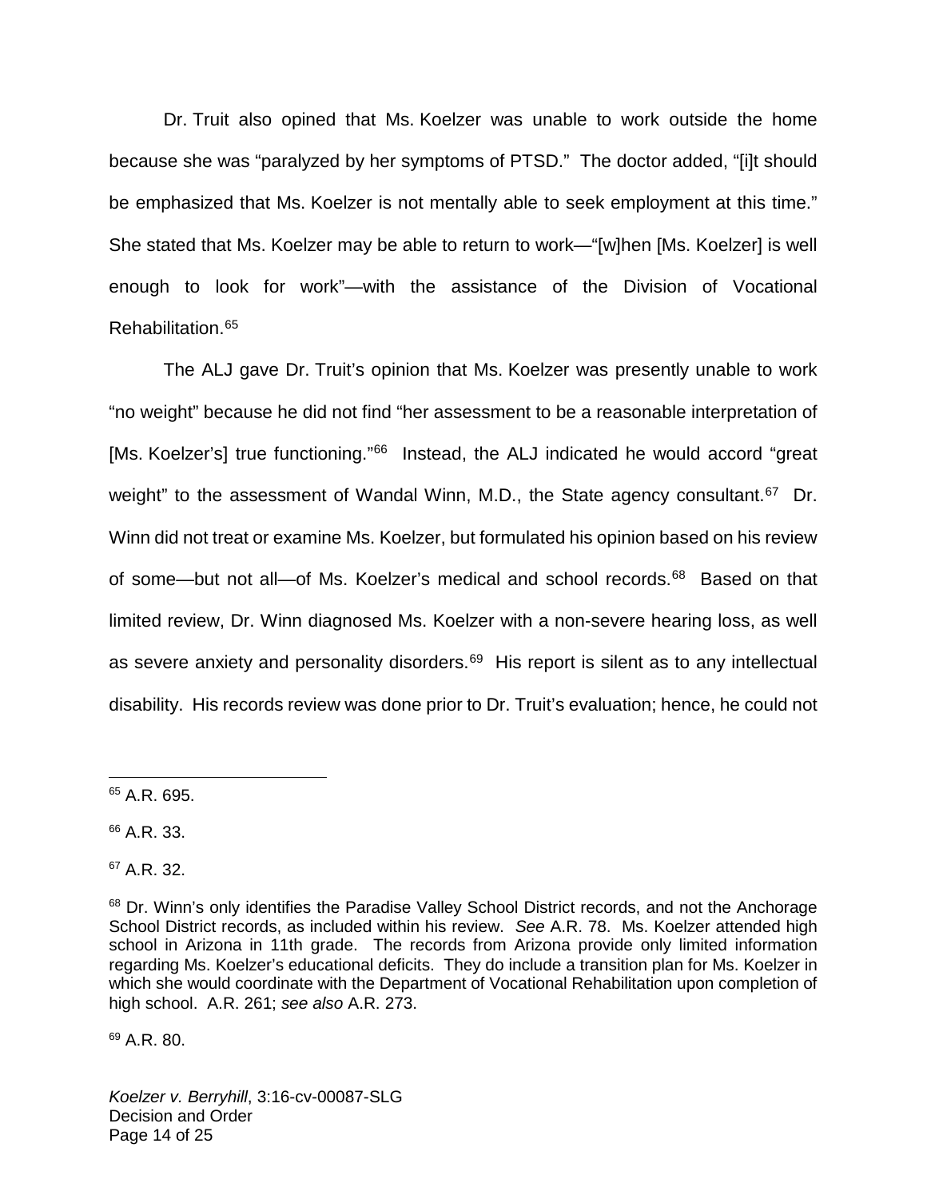Dr. Truit also opined that Ms. Koelzer was unable to work outside the home because she was "paralyzed by her symptoms of PTSD." The doctor added, "[i]t should be emphasized that Ms. Koelzer is not mentally able to seek employment at this time." She stated that Ms. Koelzer may be able to return to work—"[w]hen [Ms. Koelzer] is well enough to look for work"—with the assistance of the Division of Vocational Rehabilitation.[65]

The ALJ gave Dr. Truit's opinion that Ms. Koelzer was presently unable to work "no weight" because he did not find "her assessment to be a reasonable interpretation of [Ms. Koelzer's] true functioning."[66] Instead, the ALJ indicated he would accord "great weight" to the assessment of Wandal Winn, M.D., the State agency consultant.[67] Dr. Winn did not treat or examine Ms. Koelzer, but formulated his opinion based on his review of some—but not all—of Ms. Koelzer's medical and school records.[68] Based on that limited review, Dr. Winn diagnosed Ms. Koelzer with a non-severe hearing loss, as well as severe anxiety and personality disorders.[69] His report is silent as to any intellectual disability. His records review was done prior to Dr. Truit's evaluation; hence, he could not

---

[65] A.R. 695.

[66] A.R. 33.

[67] A.R. 32.

[68] Dr. Winn's only identifies the Paradise Valley School District records, and not the Anchorage School District records, as included within his review. *See* A.R. 78. Ms. Koelzer attended high school in Arizona in 11th grade. The records from Arizona provide only limited information regarding Ms. Koelzer's educational deficits. They do include a transition plan for Ms. Koelzer in which she would coordinate with the Department of Vocational Rehabilitation upon completion of high school. A.R. 261; *see also* A.R. 273.

[69] A.R. 80.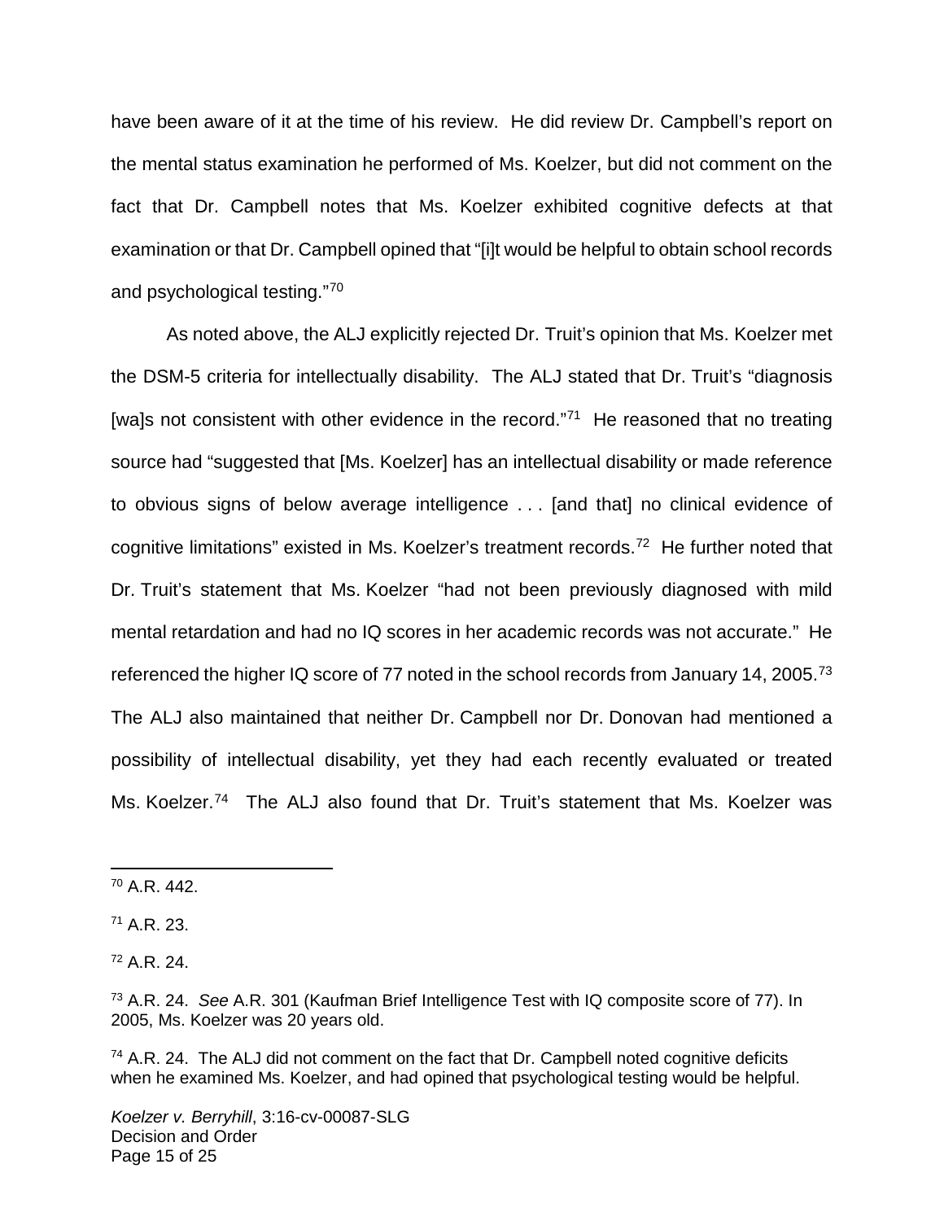have been aware of it at the time of his review. He did review Dr. Campbell's report on the mental status examination he performed of Ms. Koelzer, but did not comment on the fact that Dr. Campbell notes that Ms. Koelzer exhibited cognitive defects at that examination or that Dr. Campbell opined that "[i]t would be helpful to obtain school records and psychological testing."[70]

As noted above, the ALJ explicitly rejected Dr. Truit's opinion that Ms. Koelzer met the DSM-5 criteria for intellectually disability. The ALJ stated that Dr. Truit's "diagnosis [wa]s not consistent with other evidence in the record."[71] He reasoned that no treating source had "suggested that [Ms. Koelzer] has an intellectual disability or made reference to obvious signs of below average intelligence . . . [and that] no clinical evidence of cognitive limitations" existed in Ms. Koelzer's treatment records.[72] He further noted that Dr. Truit's statement that Ms. Koelzer "had not been previously diagnosed with mild mental retardation and had no IQ scores in her academic records was not accurate." He referenced the higher IQ score of 77 noted in the school records from January 14, 2005.[73] The ALJ also maintained that neither Dr. Campbell nor Dr. Donovan had mentioned a possibility of intellectual disability, yet they had each recently evaluated or treated Ms. Koelzer.[74] The ALJ also found that Dr. Truit's statement that Ms. Koelzer was

---

[70] A.R. 442.

[71] A.R. 23.

[72] A.R. 24.

[73] A.R. 24. *See* A.R. 301 (Kaufman Brief Intelligence Test with IQ composite score of 77). In 2005, Ms. Koelzer was 20 years old.

[74] A.R. 24. The ALJ did not comment on the fact that Dr. Campbell noted cognitive deficits when he examined Ms. Koelzer, and had opined that psychological testing would be helpful.

*Koelzer v. Berryhill*, 3:16-cv-00087-SLG
Decision and Order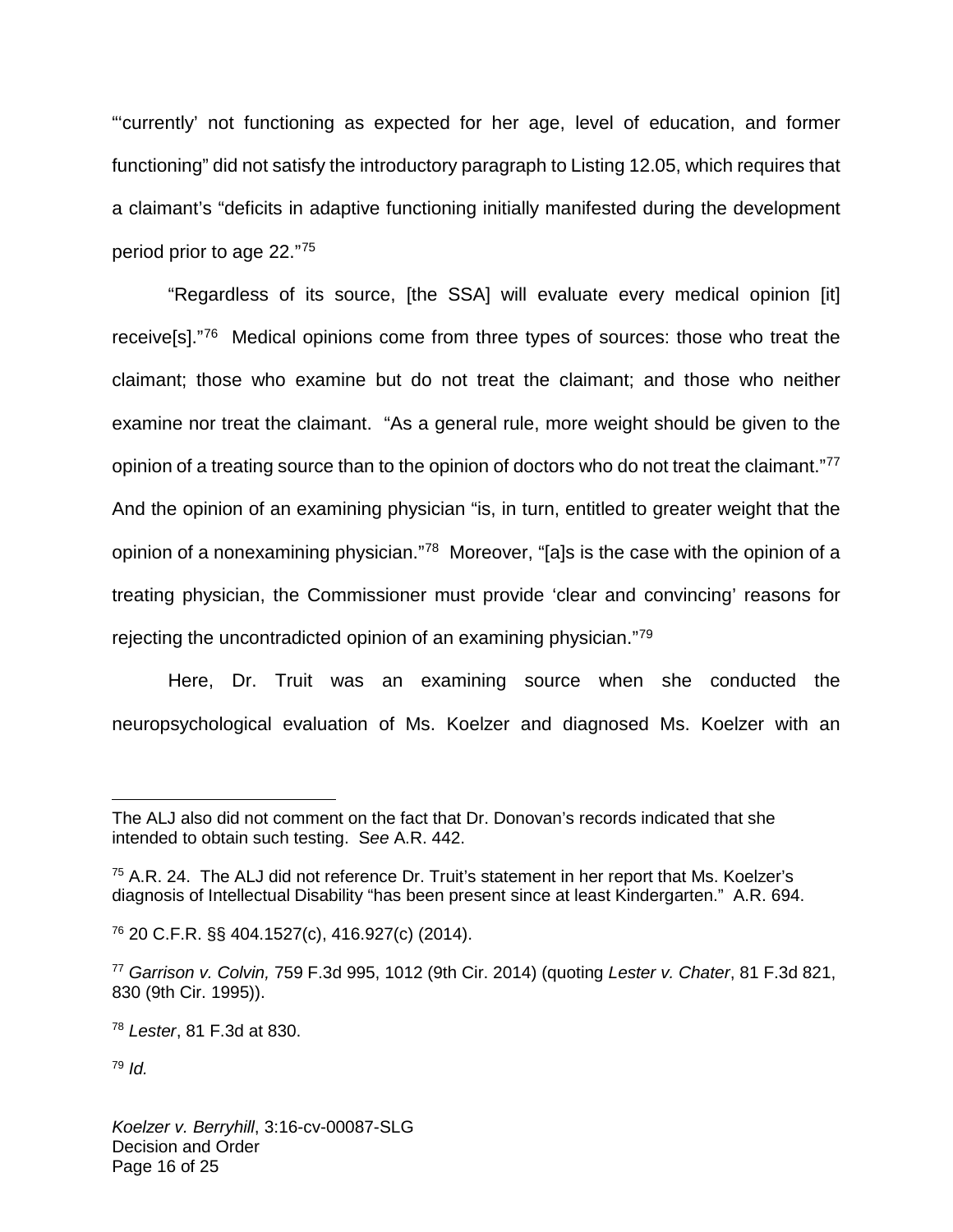"'currently' not functioning as expected for her age, level of education, and former functioning" did not satisfy the introductory paragraph to Listing 12.05, which requires that a claimant's "deficits in adaptive functioning initially manifested during the development period prior to age 22."[75]

"Regardless of its source, [the SSA] will evaluate every medical opinion [it] receive[s]."[76] Medical opinions come from three types of sources: those who treat the claimant; those who examine but do not treat the claimant; and those who neither examine nor treat the claimant. "As a general rule, more weight should be given to the opinion of a treating source than to the opinion of doctors who do not treat the claimant."[77] And the opinion of an examining physician "is, in turn, entitled to greater weight that the opinion of a nonexamining physician."[78] Moreover, "[a]s is the case with the opinion of a treating physician, the Commissioner must provide 'clear and convincing' reasons for rejecting the uncontradicted opinion of an examining physician."[79]

Here, Dr. Truit was an examining source when she conducted the neuropsychological evaluation of Ms. Koelzer and diagnosed Ms. Koelzer with an

---

The ALJ also did not comment on the fact that Dr. Donovan's records indicated that she intended to obtain such testing. *See* A.R. 442.

[75] A.R. 24. The ALJ did not reference Dr. Truit's statement in her report that Ms. Koelzer's diagnosis of Intellectual Disability "has been present since at least Kindergarten." A.R. 694.

[76] 20 C.F.R. §§ 404.1527(c), 416.927(c) (2014).

[77] *Garrison v. Colvin,* 759 F.3d 995, 1012 (9th Cir. 2014) (quoting *Lester v. Chater*, 81 F.3d 821, 830 (9th Cir. 1995)).

[78] *Lester*, 81 F.3d at 830.

[79] *Id.*

*Koelzer v. Berryhill*, 3:16-cv-00087-SLG
Decision and Order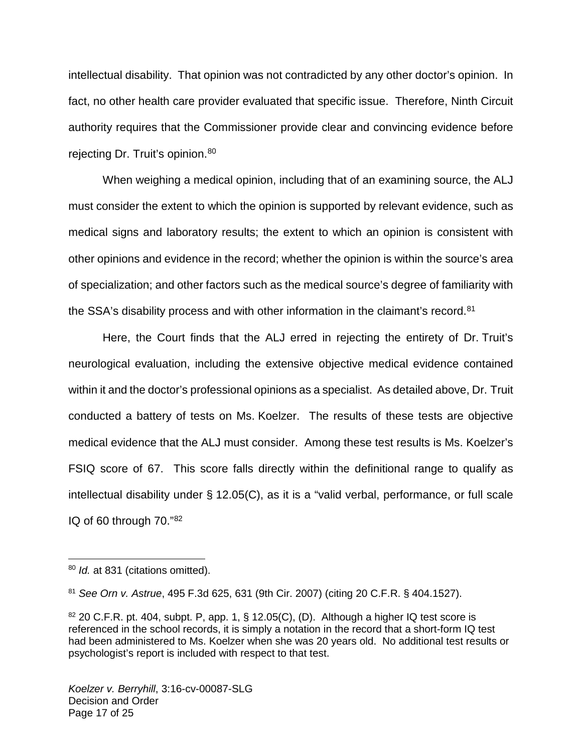intellectual disability. That opinion was not contradicted by any other doctor's opinion. In fact, no other health care provider evaluated that specific issue. Therefore, Ninth Circuit authority requires that the Commissioner provide clear and convincing evidence before rejecting Dr. Truit's opinion.[80]

When weighing a medical opinion, including that of an examining source, the ALJ must consider the extent to which the opinion is supported by relevant evidence, such as medical signs and laboratory results; the extent to which an opinion is consistent with other opinions and evidence in the record; whether the opinion is within the source's area of specialization; and other factors such as the medical source's degree of familiarity with the SSA's disability process and with other information in the claimant's record.[81]

Here, the Court finds that the ALJ erred in rejecting the entirety of Dr. Truit's neurological evaluation, including the extensive objective medical evidence contained within it and the doctor's professional opinions as a specialist. As detailed above, Dr. Truit conducted a battery of tests on Ms. Koelzer. The results of these tests are objective medical evidence that the ALJ must consider. Among these test results is Ms. Koelzer's FSIQ score of 67. This score falls directly within the definitional range to qualify as intellectual disability under § 12.05(C), as it is a "valid verbal, performance, or full scale IQ of 60 through 70."[82]

---

[80] *Id.* at 831 (citations omitted).

[81] *See Orn v. Astrue*, 495 F.3d 625, 631 (9th Cir. 2007) (citing 20 C.F.R. § 404.1527).

[82] 20 C.F.R. pt. 404, subpt. P, app. 1, § 12.05(C), (D). Although a higher IQ test score is referenced in the school records, it is simply a notation in the record that a short-form IQ test had been administered to Ms. Koelzer when she was 20 years old. No additional test results or psychologist's report is included with respect to that test.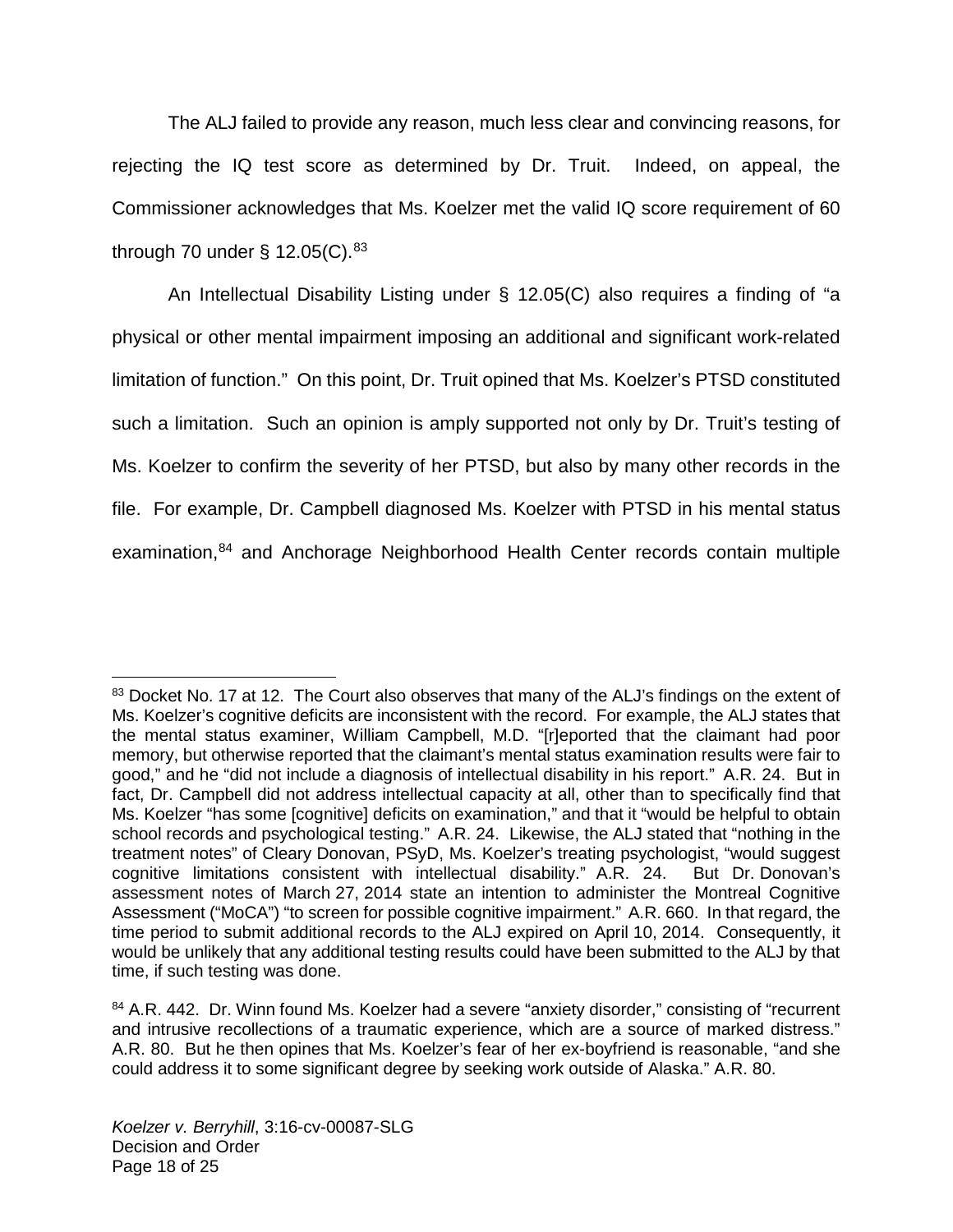The ALJ failed to provide any reason, much less clear and convincing reasons, for rejecting the IQ test score as determined by Dr. Truit. Indeed, on appeal, the Commissioner acknowledges that Ms. Koelzer met the valid IQ score requirement of 60 through 70 under § 12.05(C).[83]

An Intellectual Disability Listing under § 12.05(C) also requires a finding of "a physical or other mental impairment imposing an additional and significant work-related limitation of function." On this point, Dr. Truit opined that Ms. Koelzer's PTSD constituted such a limitation. Such an opinion is amply supported not only by Dr. Truit's testing of Ms. Koelzer to confirm the severity of her PTSD, but also by many other records in the file. For example, Dr. Campbell diagnosed Ms. Koelzer with PTSD in his mental status examination,[84] and Anchorage Neighborhood Health Center records contain multiple

---

[83] Docket No. 17 at 12. The Court also observes that many of the ALJ's findings on the extent of Ms. Koelzer's cognitive deficits are inconsistent with the record. For example, the ALJ states that the mental status examiner, William Campbell, M.D. "[r]eported that the claimant had poor memory, but otherwise reported that the claimant's mental status examination results were fair to good," and he "did not include a diagnosis of intellectual disability in his report." A.R. 24. But in fact, Dr. Campbell did not address intellectual capacity at all, other than to specifically find that Ms. Koelzer "has some [cognitive] deficits on examination," and that it "would be helpful to obtain school records and psychological testing." A.R. 24. Likewise, the ALJ stated that "nothing in the treatment notes" of Cleary Donovan, PSyD, Ms. Koelzer's treating psychologist, "would suggest cognitive limitations consistent with intellectual disability." A.R. 24. But Dr. Donovan's assessment notes of March 27, 2014 state an intention to administer the Montreal Cognitive Assessment ("MoCA") "to screen for possible cognitive impairment." A.R. 660. In that regard, the time period to submit additional records to the ALJ expired on April 10, 2014. Consequently, it would be unlikely that any additional testing results could have been submitted to the ALJ by that time, if such testing was done.

[84] A.R. 442. Dr. Winn found Ms. Koelzer had a severe "anxiety disorder," consisting of "recurrent and intrusive recollections of a traumatic experience, which are a source of marked distress." A.R. 80. But he then opines that Ms. Koelzer's fear of her ex-boyfriend is reasonable, "and she could address it to some significant degree by seeking work outside of Alaska." A.R. 80.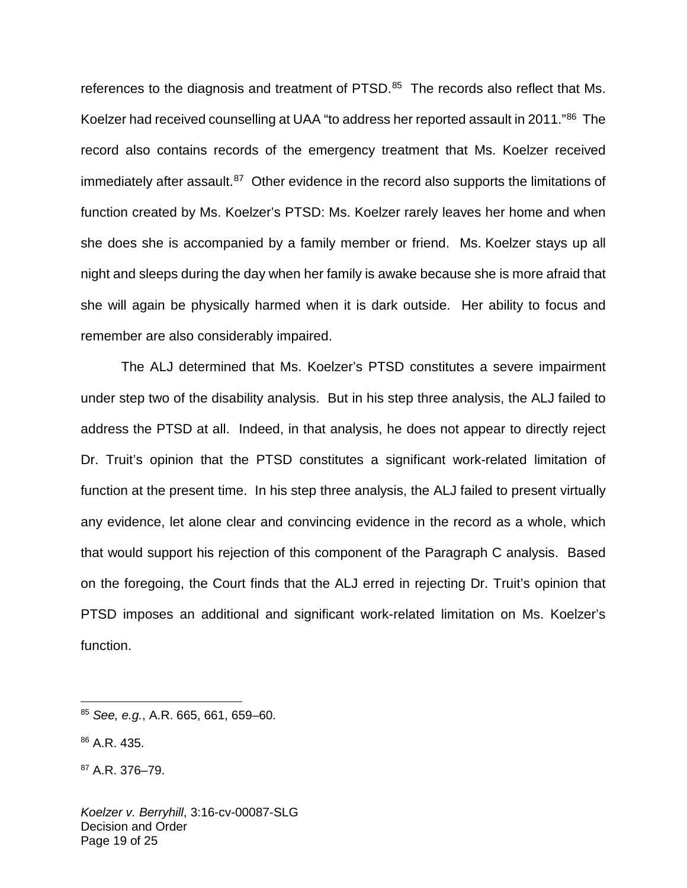references to the diagnosis and treatment of PTSD.[85] The records also reflect that Ms. Koelzer had received counselling at UAA "to address her reported assault in 2011."[86] The record also contains records of the emergency treatment that Ms. Koelzer received immediately after assault.[87] Other evidence in the record also supports the limitations of function created by Ms. Koelzer's PTSD: Ms. Koelzer rarely leaves her home and when she does she is accompanied by a family member or friend. Ms. Koelzer stays up all night and sleeps during the day when her family is awake because she is more afraid that she will again be physically harmed when it is dark outside. Her ability to focus and remember are also considerably impaired.

The ALJ determined that Ms. Koelzer's PTSD constitutes a severe impairment under step two of the disability analysis. But in his step three analysis, the ALJ failed to address the PTSD at all. Indeed, in that analysis, he does not appear to directly reject Dr. Truit's opinion that the PTSD constitutes a significant work-related limitation of function at the present time. In his step three analysis, the ALJ failed to present virtually any evidence, let alone clear and convincing evidence in the record as a whole, which that would support his rejection of this component of the Paragraph C analysis. Based on the foregoing, the Court finds that the ALJ erred in rejecting Dr. Truit's opinion that PTSD imposes an additional and significant work-related limitation on Ms. Koelzer's function.

---

[85] *See, e.g.*, A.R. 665, 661, 659–60.

[86] A.R. 435.

[87] A.R. 376–79.

*Koelzer v. Berryhill*, 3:16-cv-00087-SLG
Decision and Order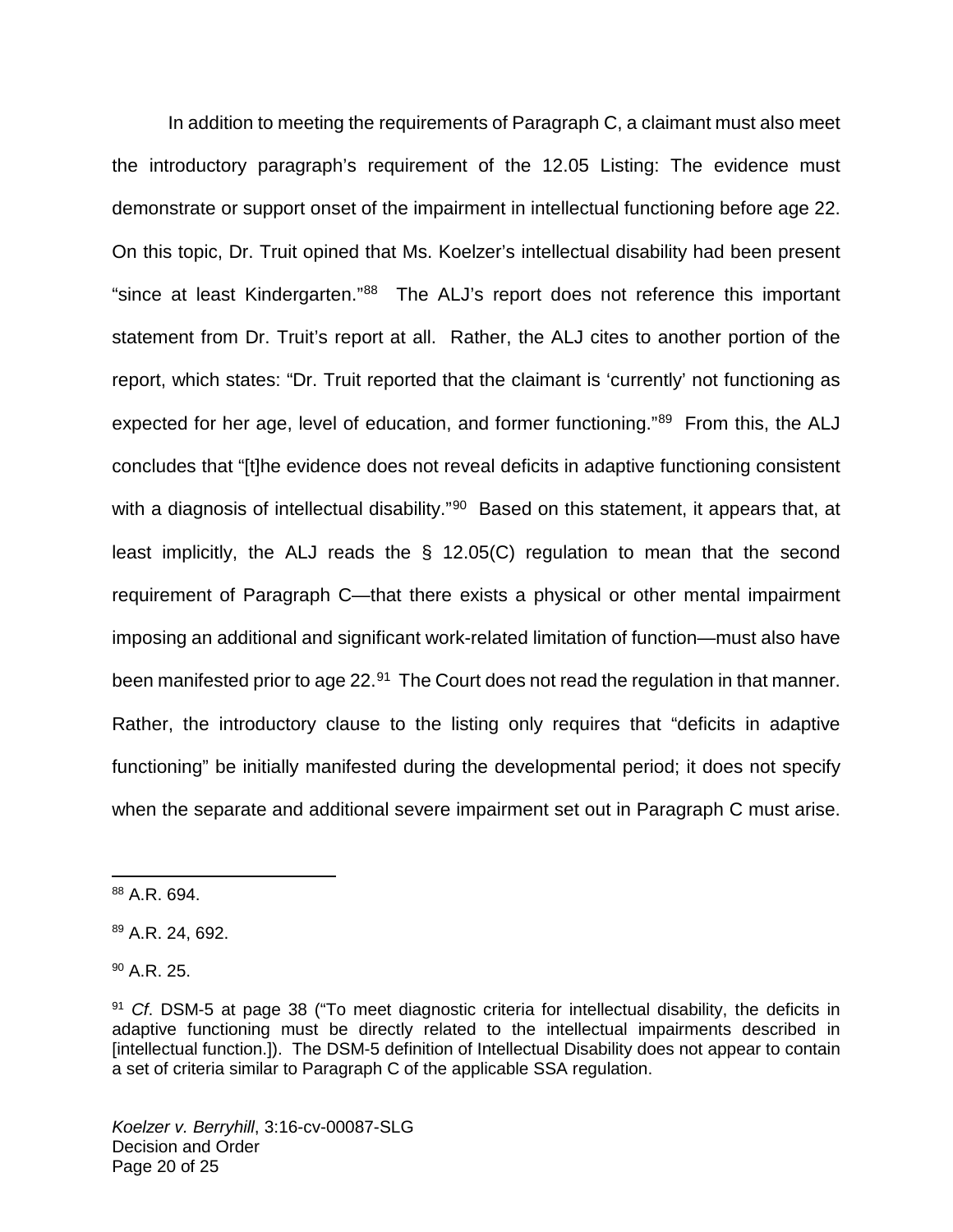In addition to meeting the requirements of Paragraph C, a claimant must also meet the introductory paragraph's requirement of the 12.05 Listing: The evidence must demonstrate or support onset of the impairment in intellectual functioning before age 22. On this topic, Dr. Truit opined that Ms. Koelzer's intellectual disability had been present "since at least Kindergarten."[88] The ALJ's report does not reference this important statement from Dr. Truit's report at all. Rather, the ALJ cites to another portion of the report, which states: "Dr. Truit reported that the claimant is 'currently' not functioning as expected for her age, level of education, and former functioning."[89] From this, the ALJ concludes that "[t]he evidence does not reveal deficits in adaptive functioning consistent with a diagnosis of intellectual disability."[90] Based on this statement, it appears that, at least implicitly, the ALJ reads the § 12.05(C) regulation to mean that the second requirement of Paragraph C—that there exists a physical or other mental impairment imposing an additional and significant work-related limitation of function—must also have been manifested prior to age 22.[91] The Court does not read the regulation in that manner. Rather, the introductory clause to the listing only requires that "deficits in adaptive functioning" be initially manifested during the developmental period; it does not specify when the separate and additional severe impairment set out in Paragraph C must arise.

---

[88] A.R. 694.

[89] A.R. 24, 692.

[90] A.R. 25.

[91] *Cf*. DSM-5 at page 38 ("To meet diagnostic criteria for intellectual disability, the deficits in adaptive functioning must be directly related to the intellectual impairments described in [intellectual function.]). The DSM-5 definition of Intellectual Disability does not appear to contain a set of criteria similar to Paragraph C of the applicable SSA regulation.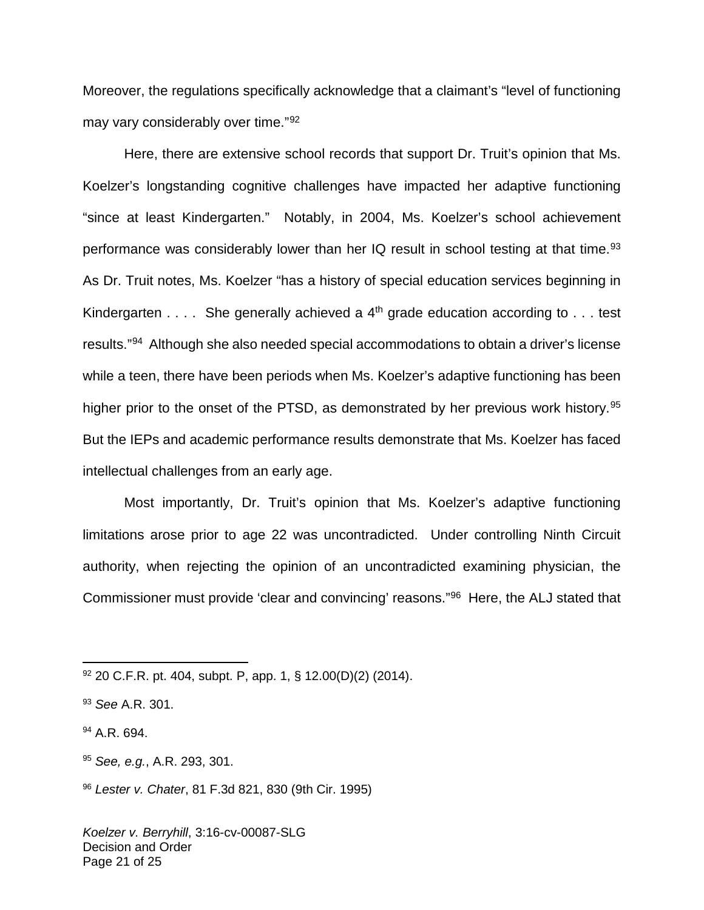Moreover, the regulations specifically acknowledge that a claimant's "level of functioning may vary considerably over time."[92]

Here, there are extensive school records that support Dr. Truit's opinion that Ms. Koelzer's longstanding cognitive challenges have impacted her adaptive functioning "since at least Kindergarten." Notably, in 2004, Ms. Koelzer's school achievement performance was considerably lower than her IQ result in school testing at that time.[93] As Dr. Truit notes, Ms. Koelzer "has a history of special education services beginning in Kindergarten . . . . She generally achieved a 4th grade education according to . . . test results."[94] Although she also needed special accommodations to obtain a driver's license while a teen, there have been periods when Ms. Koelzer's adaptive functioning has been higher prior to the onset of the PTSD, as demonstrated by her previous work history.[95] But the IEPs and academic performance results demonstrate that Ms. Koelzer has faced intellectual challenges from an early age.

Most importantly, Dr. Truit's opinion that Ms. Koelzer's adaptive functioning limitations arose prior to age 22 was uncontradicted. Under controlling Ninth Circuit authority, when rejecting the opinion of an uncontradicted examining physician, the Commissioner must provide 'clear and convincing' reasons."[96] Here, the ALJ stated that

---

[92] 20 C.F.R. pt. 404, subpt. P, app. 1, § 12.00(D)(2) (2014).

[93] *See* A.R. 301.

[94] A.R. 694.

[95] *See, e.g.*, A.R. 293, 301.

[96] *Lester v. Chater*, 81 F.3d 821, 830 (9th Cir. 1995)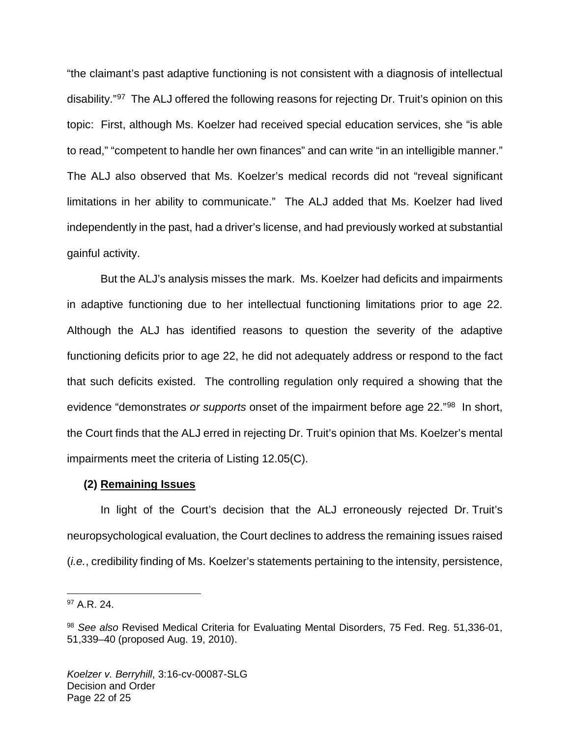"the claimant's past adaptive functioning is not consistent with a diagnosis of intellectual disability."[97] The ALJ offered the following reasons for rejecting Dr. Truit's opinion on this topic: First, although Ms. Koelzer had received special education services, she "is able to read," "competent to handle her own finances" and can write "in an intelligible manner." The ALJ also observed that Ms. Koelzer's medical records did not "reveal significant limitations in her ability to communicate." The ALJ added that Ms. Koelzer had lived independently in the past, had a driver's license, and had previously worked at substantial gainful activity.

But the ALJ's analysis misses the mark. Ms. Koelzer had deficits and impairments in adaptive functioning due to her intellectual functioning limitations prior to age 22. Although the ALJ has identified reasons to question the severity of the adaptive functioning deficits prior to age 22, he did not adequately address or respond to the fact that such deficits existed. The controlling regulation only required a showing that the evidence "demonstrates *or supports* onset of the impairment before age 22."[98] In short, the Court finds that the ALJ erred in rejecting Dr. Truit's opinion that Ms. Koelzer's mental impairments meet the criteria of Listing 12.05(C).

**(2) <u>Remaining Issues</u>**

In light of the Court's decision that the ALJ erroneously rejected Dr. Truit's neuropsychological evaluation, the Court declines to address the remaining issues raised (*i.e.*, credibility finding of Ms. Koelzer's statements pertaining to the intensity, persistence,

---

[97] A.R. 24.

[98] *See also* Revised Medical Criteria for Evaluating Mental Disorders, 75 Fed. Reg. 51,336-01, 51,339–40 (proposed Aug. 19, 2010).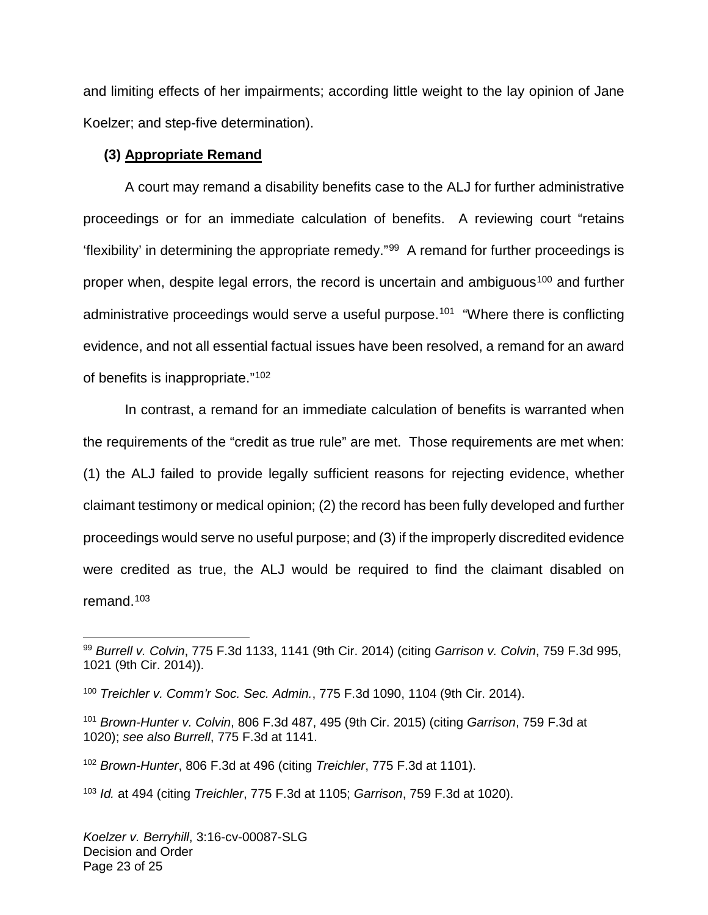and limiting effects of her impairments; according little weight to the lay opinion of Jane Koelzer; and step-five determination).

**(3) <u>Appropriate Remand</u>**

A court may remand a disability benefits case to the ALJ for further administrative proceedings or for an immediate calculation of benefits. A reviewing court "retains 'flexibility' in determining the appropriate remedy."[99] A remand for further proceedings is proper when, despite legal errors, the record is uncertain and ambiguous[100] and further administrative proceedings would serve a useful purpose.[101] "Where there is conflicting evidence, and not all essential factual issues have been resolved, a remand for an award of benefits is inappropriate."[102]

In contrast, a remand for an immediate calculation of benefits is warranted when the requirements of the "credit as true rule" are met. Those requirements are met when: (1) the ALJ failed to provide legally sufficient reasons for rejecting evidence, whether claimant testimony or medical opinion; (2) the record has been fully developed and further proceedings would serve no useful purpose; and (3) if the improperly discredited evidence were credited as true, the ALJ would be required to find the claimant disabled on remand.[103]

---

[99] *Burrell v. Colvin*, 775 F.3d 1133, 1141 (9th Cir. 2014) (citing *Garrison v. Colvin*, 759 F.3d 995, 1021 (9th Cir. 2014)).

[100] *Treichler v. Comm'r Soc. Sec. Admin.*, 775 F.3d 1090, 1104 (9th Cir. 2014).

[101] *Brown-Hunter v. Colvin*, 806 F.3d 487, 495 (9th Cir. 2015) (citing *Garrison*, 759 F.3d at 1020); *see also Burrell*, 775 F.3d at 1141.

[102] *Brown-Hunter*, 806 F.3d at 496 (citing *Treichler*, 775 F.3d at 1101).

[103] *Id.* at 494 (citing *Treichler*, 775 F.3d at 1105; *Garrison*, 759 F.3d at 1020).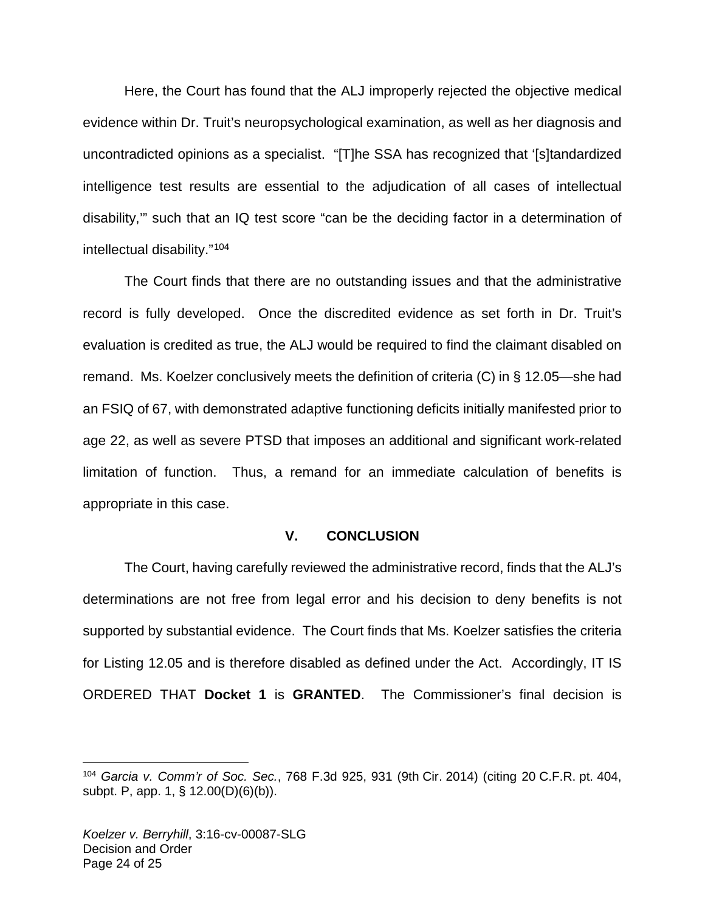Here, the Court has found that the ALJ improperly rejected the objective medical evidence within Dr. Truit's neuropsychological examination, as well as her diagnosis and uncontradicted opinions as a specialist. "[T]he SSA has recognized that '[s]tandardized intelligence test results are essential to the adjudication of all cases of intellectual disability,'" such that an IQ test score "can be the deciding factor in a determination of intellectual disability."[104]

The Court finds that there are no outstanding issues and that the administrative record is fully developed. Once the discredited evidence as set forth in Dr. Truit's evaluation is credited as true, the ALJ would be required to find the claimant disabled on remand. Ms. Koelzer conclusively meets the definition of criteria (C) in § 12.05—she had an FSIQ of 67, with demonstrated adaptive functioning deficits initially manifested prior to age 22, as well as severe PTSD that imposes an additional and significant work-related limitation of function. Thus, a remand for an immediate calculation of benefits is appropriate in this case.

## V. CONCLUSION

The Court, having carefully reviewed the administrative record, finds that the ALJ's determinations are not free from legal error and his decision to deny benefits is not supported by substantial evidence. The Court finds that Ms. Koelzer satisfies the criteria for Listing 12.05 and is therefore disabled as defined under the Act. Accordingly, IT IS ORDERED THAT **Docket 1** is **GRANTED**. The Commissioner's final decision is

---

[104] *Garcia v. Comm'r of Soc. Sec.*, 768 F.3d 925, 931 (9th Cir. 2014) (citing 20 C.F.R. pt. 404, subpt. P, app. 1, § 12.00(D)(6)(b)).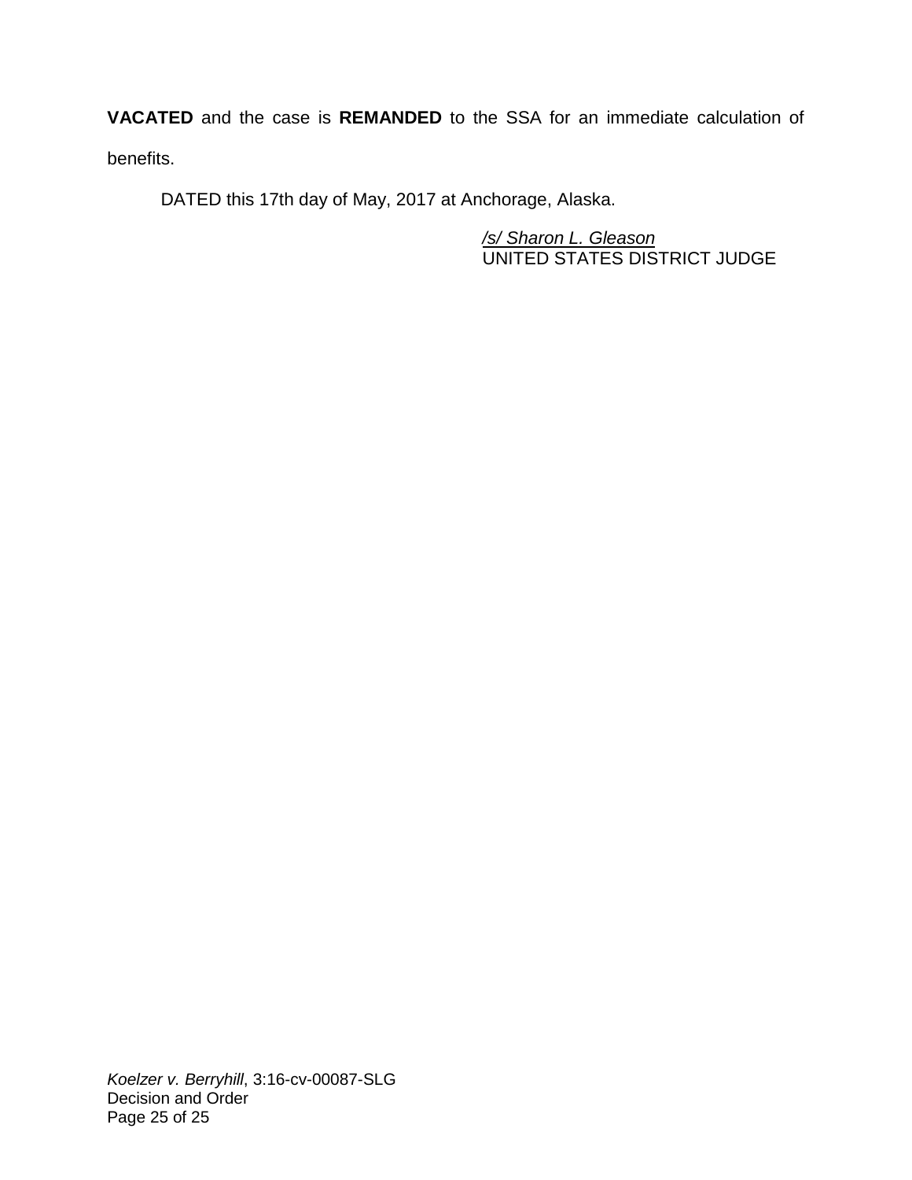**VACATED** and the case is **REMANDED** to the SSA for an immediate calculation of benefits.

DATED this 17th day of May, 2017 at Anchorage, Alaska.

*/s/ Sharon L. Gleason*
UNITED STATES DISTRICT JUDGE